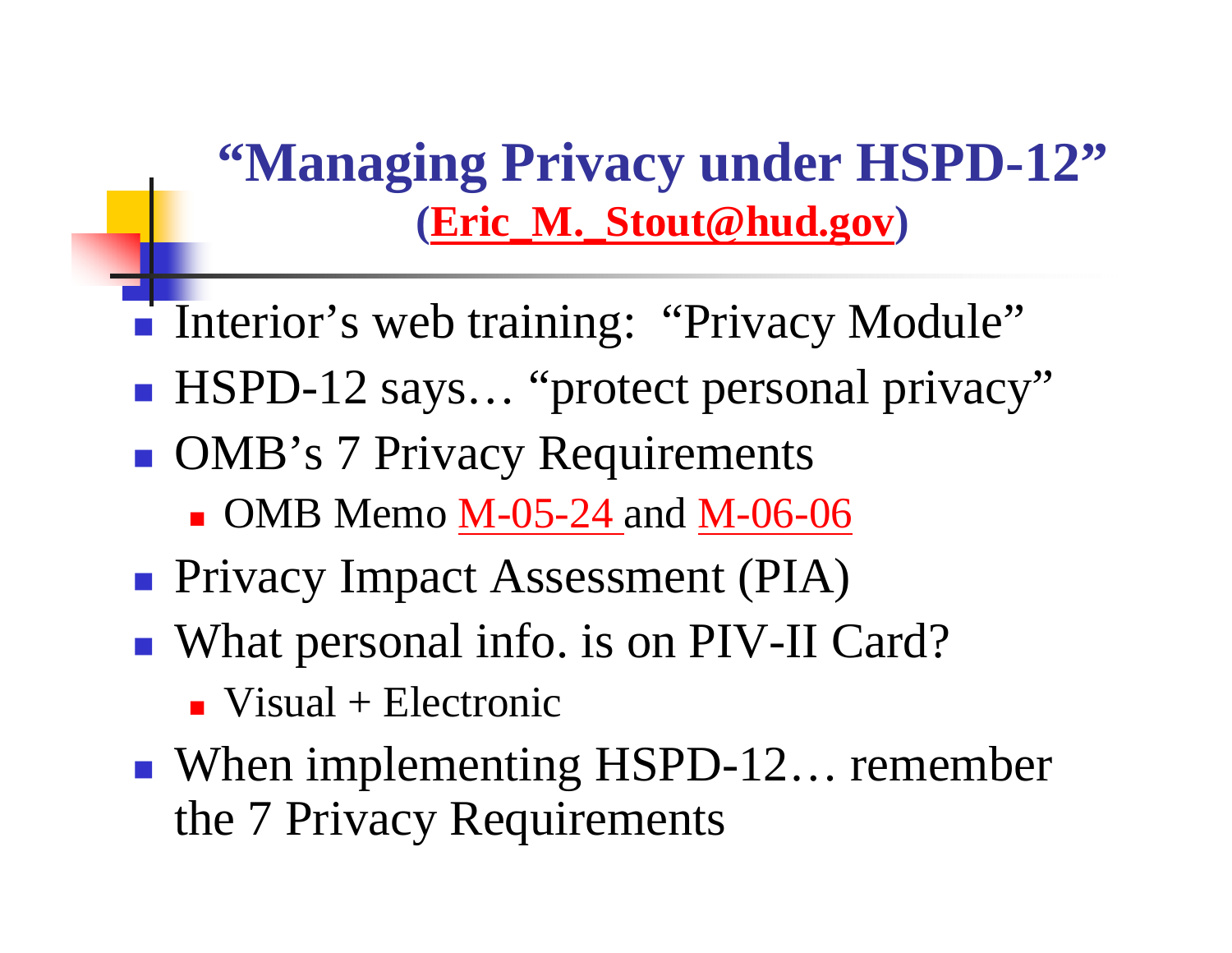# "Managing Privacy under HSPD-12"

**(Eric_M._Stout@hud.gov)**

- Interior's web training: "Privacy Module"
- HSPD-12 says… "protect personal privacy"
- OMB's 7 Privacy Requirements
  - OMB Memo M-05-24 and M-06-06
- Privacy Impact Assessment (PIA)
- What personal info. is on PIV-II Card?
  - Visual + Electronic
- When implementing HSPD-12… remember the 7 Privacy Requirements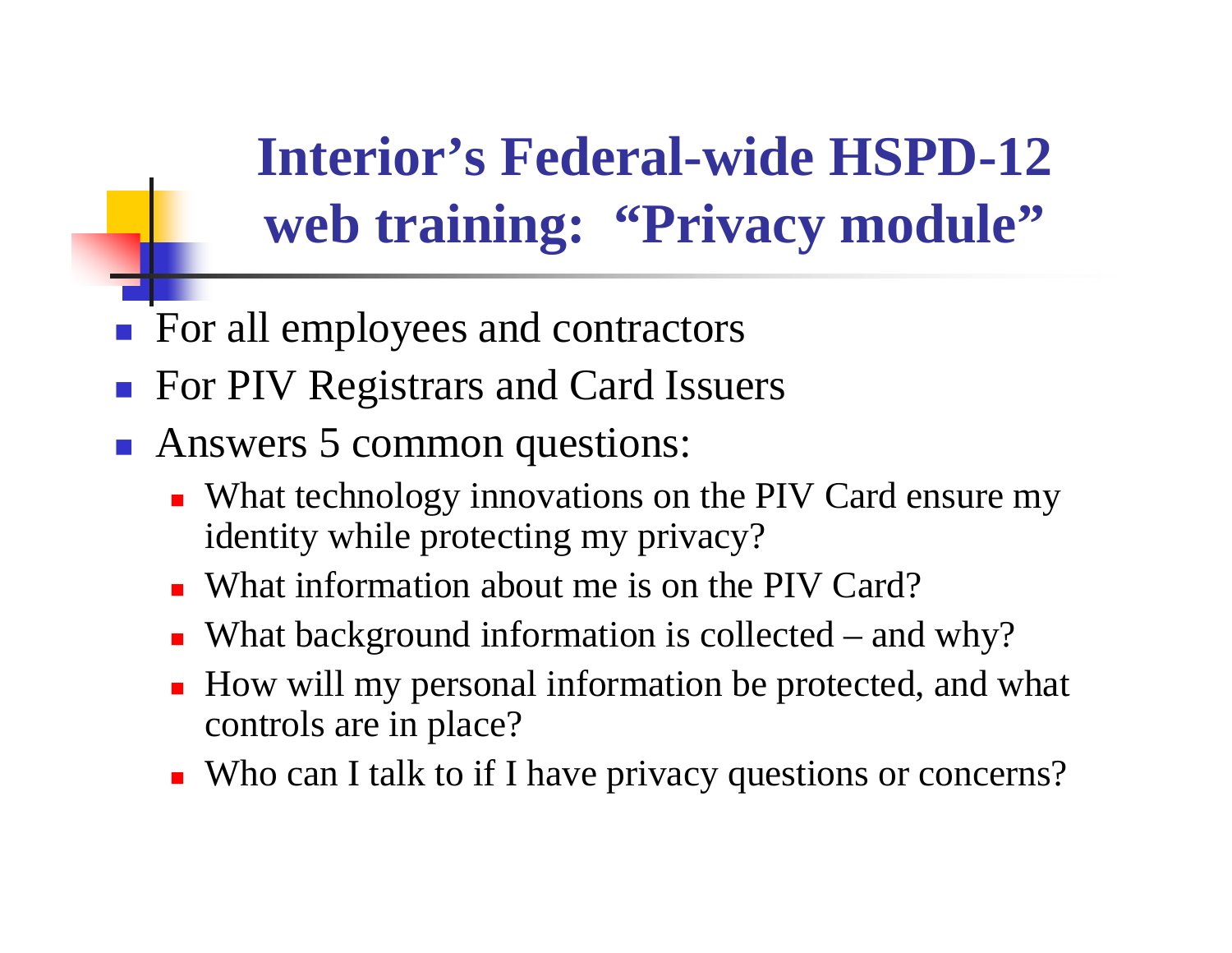# Interior's Federal-wide HSPD-12 web training: "Privacy module"

- For all employees and contractors
- For PIV Registrars and Card Issuers
- Answers 5 common questions:
  - What technology innovations on the PIV Card ensure my identity while protecting my privacy?
  - What information about me is on the PIV Card?
  - What background information is collected – and why?
  - How will my personal information be protected, and what controls are in place?
  - Who can I talk to if I have privacy questions or concerns?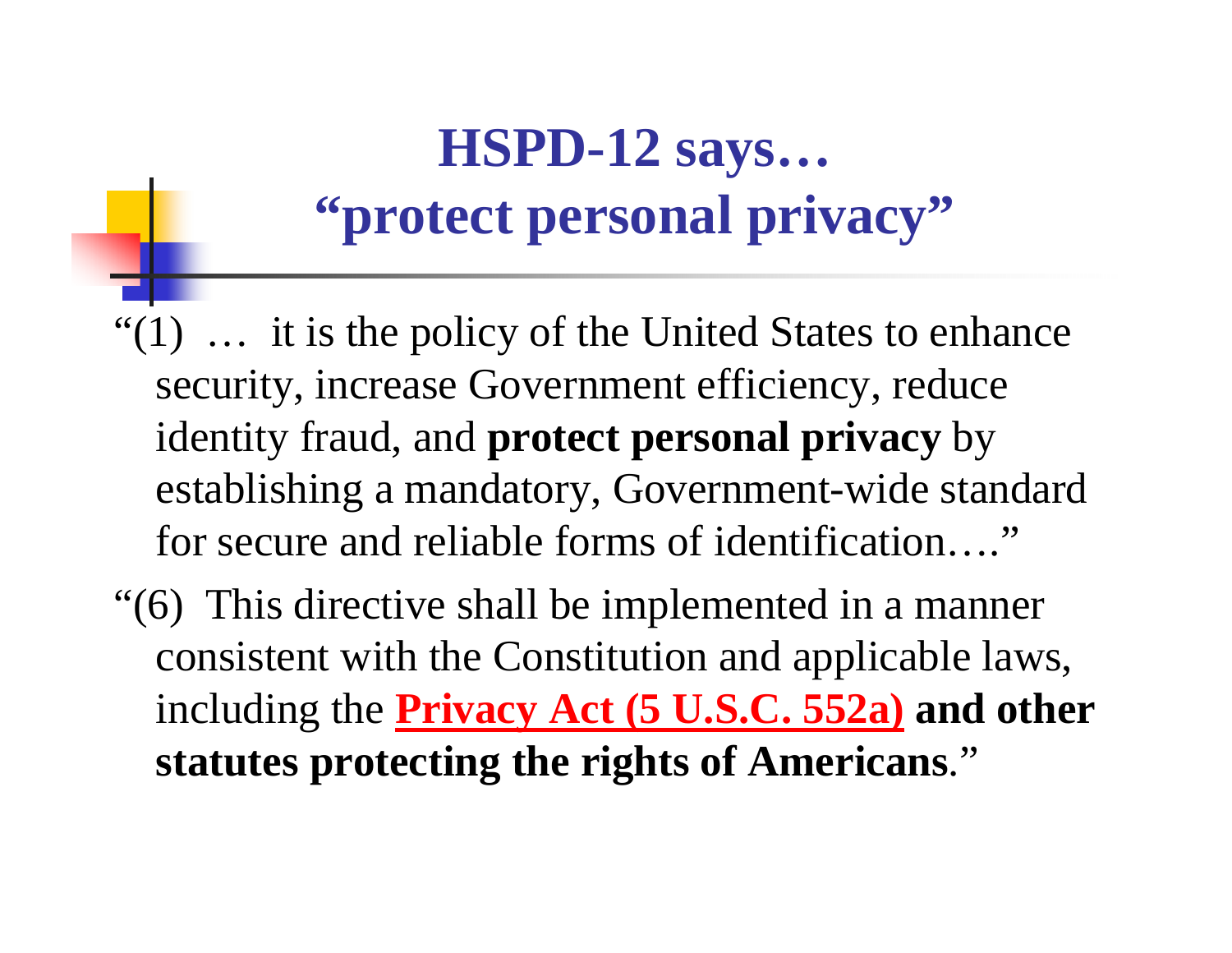# HSPD-12 says… “protect personal privacy”

“(1) … it is the policy of the United States to enhance security, increase Government efficiency, reduce identity fraud, and **protect personal privacy** by establishing a mandatory, Government-wide standard for secure and reliable forms of identification….”

“(6) This directive shall be implemented in a manner consistent with the Constitution and applicable laws, including the **Privacy Act (5 U.S.C. 552a)** **and other statutes protecting the rights of Americans**.”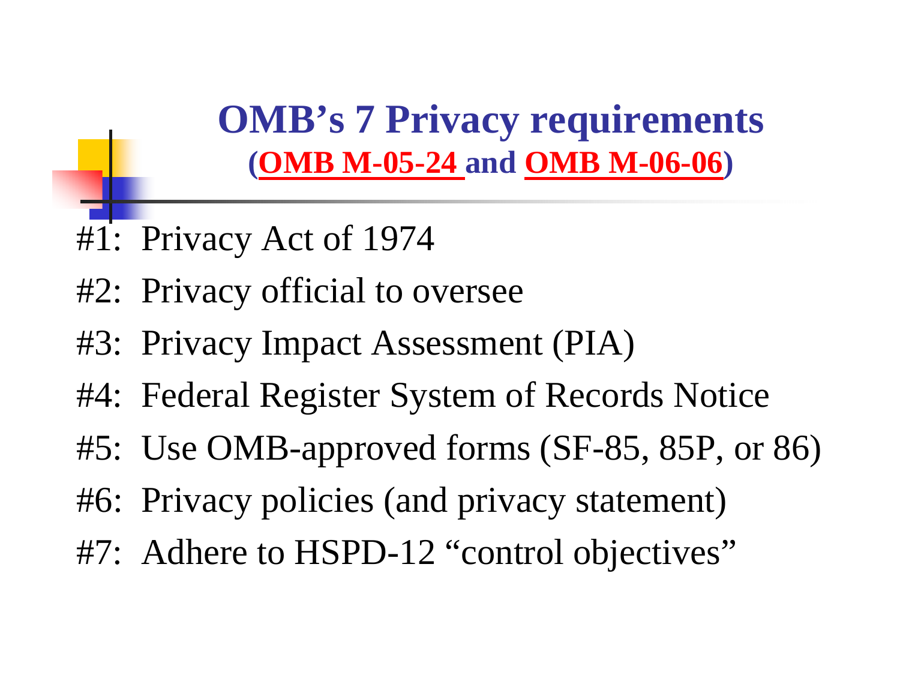# OMB's 7 Privacy requirements

**(OMB M-05-24 and OMB M-06-06)**

#1: Privacy Act of 1974

#2: Privacy official to oversee

#3: Privacy Impact Assessment (PIA)

#4: Federal Register System of Records Notice

#5: Use OMB-approved forms (SF-85, 85P, or 86)

#6: Privacy policies (and privacy statement)

#7: Adhere to HSPD-12 "control objectives"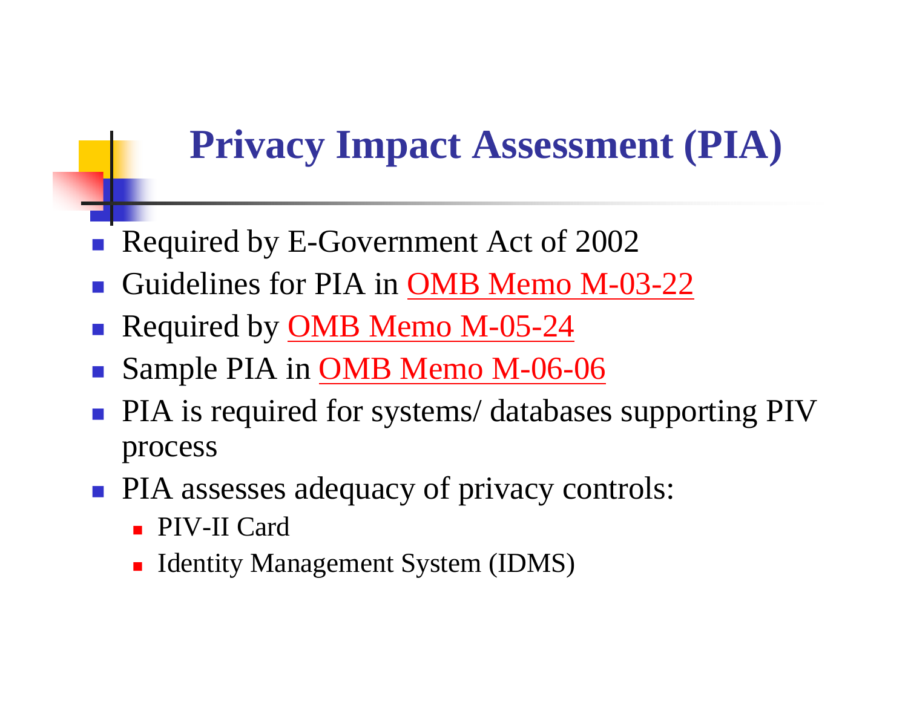# Privacy Impact Assessment (PIA)

- Required by E-Government Act of 2002
- Guidelines for PIA in OMB Memo M-03-22
- Required by OMB Memo M-05-24
- Sample PIA in OMB Memo M-06-06
- PIA is required for systems/ databases supporting PIV process
- PIA assesses adequacy of privacy controls:
  - PIV-II Card
  - Identity Management System (IDMS)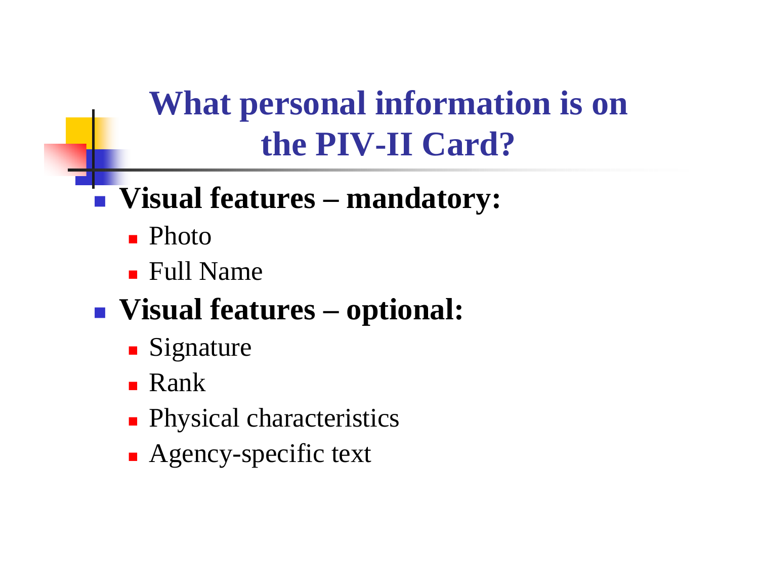# What personal information is on the PIV-II Card?

- **Visual features – mandatory:**
  - Photo
  - Full Name
- **Visual features – optional:**
  - Signature
  - Rank
  - Physical characteristics
  - Agency-specific text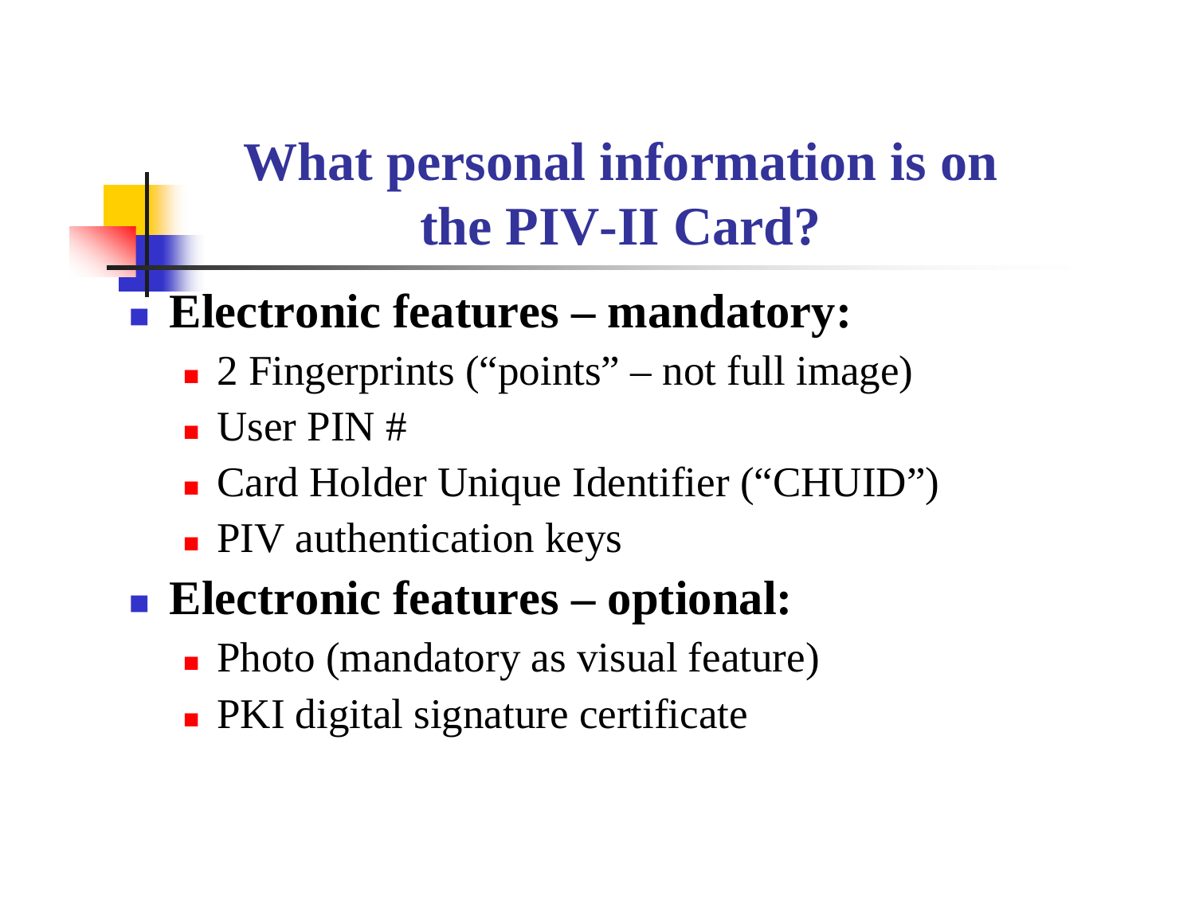# What personal information is on the PIV-II Card?

- **Electronic features – mandatory:**
  - 2 Fingerprints ("points" – not full image)
  - User PIN #
  - Card Holder Unique Identifier ("CHUID")
  - PIV authentication keys
- **Electronic features – optional:**
  - Photo (mandatory as visual feature)
  - PKI digital signature certificate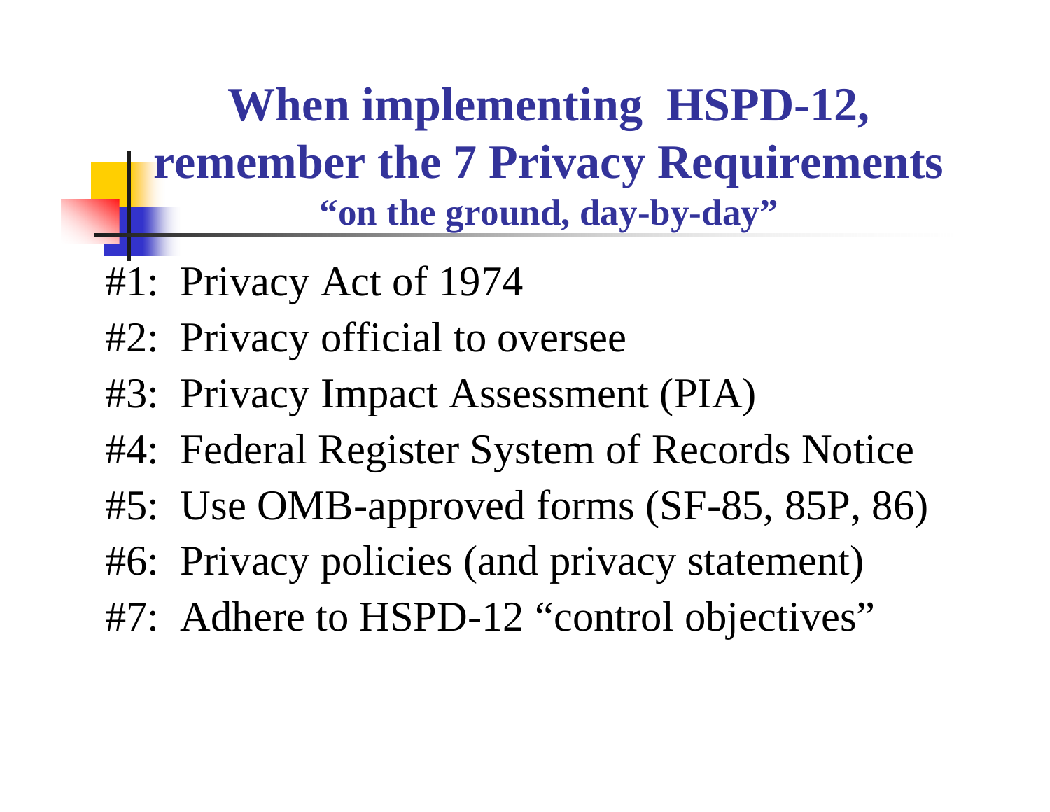# When implementing HSPD-12, remember the 7 Privacy Requirements

### "on the ground, day-by-day"

#1: Privacy Act of 1974

#2: Privacy official to oversee

#3: Privacy Impact Assessment (PIA)

#4: Federal Register System of Records Notice

#5: Use OMB-approved forms (SF-85, 85P, 86)

#6: Privacy policies (and privacy statement)

#7: Adhere to HSPD-12 "control objectives"